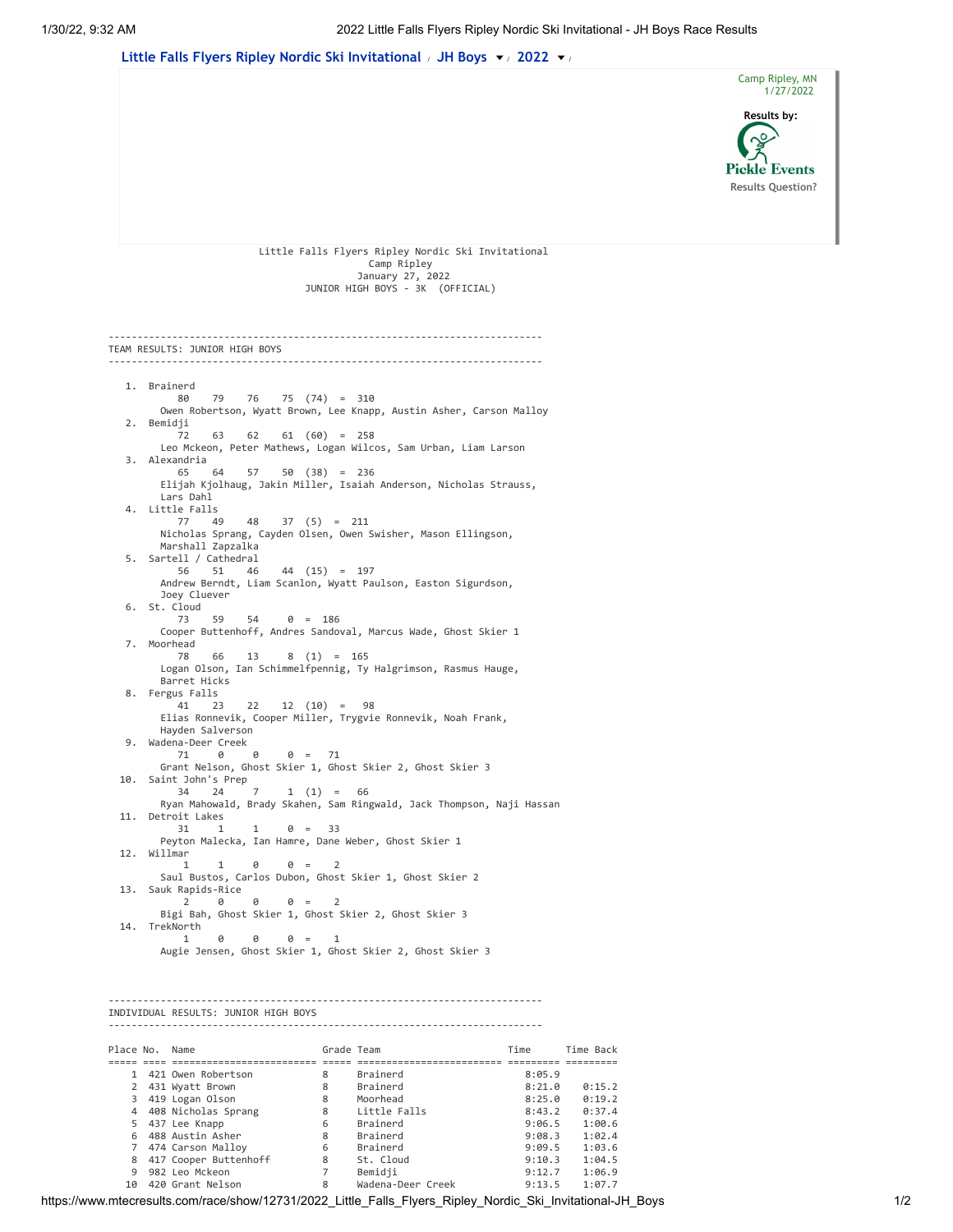Little Falls Flyers Ripley Nordic Ski Invitational / JH Boys / 2022

Camp Ripley, MN
1/27/2022

Results by:
Pickle Events
Results Question?

```
                    Little Falls Flyers Ripley Nordic Ski Invitational
                                       Camp Ripley
                                     January 27, 2022
                              JUNIOR HIGH BOYS - 3K  (OFFICIAL)


---------------------------------------------------------------------------
TEAM RESULTS: JUNIOR HIGH BOYS
---------------------------------------------------------------------------

   1. Brainerd
          80    79    76    75  (74)  =  310
        Owen Robertson, Wyatt Brown, Lee Knapp, Austin Asher, Carson Malloy
   2. Bemidji
          72    63    62    61  (60)  =  258
        Leo Mckeon, Peter Mathews, Logan Wilcos, Sam Urban, Liam Larson
   3. Alexandria
          65    64    57    50  (38)  =  236
        Elijah Kjolhaug, Jakin Miller, Isaiah Anderson, Nicholas Strauss,
        Lars Dahl
   4. Little Falls
          77    49    48    37  (5)  =  211
        Nicholas Sprang, Cayden Olsen, Owen Swisher, Mason Ellingson,
        Marshall Zapzalka
   5. Sartell / Cathedral
          56    51    46    44  (15)  =  197
        Andrew Berndt, Liam Scanlon, Wyatt Paulson, Easton Sigurdson,
        Joey Cluever
   6. St. Cloud
          73    59    54     0  =  186
        Cooper Buttenhoff, Andres Sandoval, Marcus Wade, Ghost Skier 1
   7. Moorhead
          78    66    13     8  (1)  =  165
        Logan Olson, Ian Schimmelfpennig, Ty Halgrimson, Rasmus Hauge,
        Barret Hicks
   8. Fergus Falls
          41    23    22    12  (10)  =   98
        Elias Ronnevik, Cooper Miller, Trygvie Ronnevik, Noah Frank,
        Hayden Salverson
   9. Wadena-Deer Creek
          71     0     0     0  =   71
        Grant Nelson, Ghost Skier 1, Ghost Skier 2, Ghost Skier 3
  10. Saint John's Prep
          34    24     7     1  (1)  =   66
        Ryan Mahowald, Brady Skahen, Sam Ringwald, Jack Thompson, Naji Hassan
  11. Detroit Lakes
          31     1     1     0  =   33
        Peyton Malecka, Ian Hamre, Dane Weber, Ghost Skier 1
  12. Willmar
           1     1     0     0  =    2
        Saul Bustos, Carlos Dubon, Ghost Skier 1, Ghost Skier 2
  13. Sauk Rapids-Rice
           2     0     0     0  =    2
        Bigi Bah, Ghost Skier 1, Ghost Skier 2, Ghost Skier 3
  14. TrekNorth
           1     0     0     0  =    1
        Augie Jensen, Ghost Skier 1, Ghost Skier 2, Ghost Skier 3


---------------------------------------------------------------------------
INDIVIDUAL RESULTS: JUNIOR HIGH BOYS
---------------------------------------------------------------------------

Place No.  Name                      Grade Team                     Time      Time Back
===== ==== ========================= ===== ======================== ========= =========
    1  421 Owen Robertson            8     Brainerd                 8:05.9
    2  431 Wyatt Brown               8     Brainerd                 8:21.0    0:15.2
    3  419 Logan Olson               8     Moorhead                 8:25.0    0:19.2
    4  408 Nicholas Sprang           8     Little Falls             8:43.2    0:37.4
    5  437 Lee Knapp                 6     Brainerd                 9:06.5    1:00.6
    6  488 Austin Asher              8     Brainerd                 9:08.3    1:02.4
    7  474 Carson Malloy             6     Brainerd                 9:09.5    1:03.6
    8  417 Cooper Buttenhoff         8     St. Cloud                9:10.3    1:04.5
    9  982 Leo Mckeon                7     Bemidji                  9:12.7    1:06.9
   10  420 Grant Nelson              8     Wadena-Deer Creek        9:13.5    1:07.7
```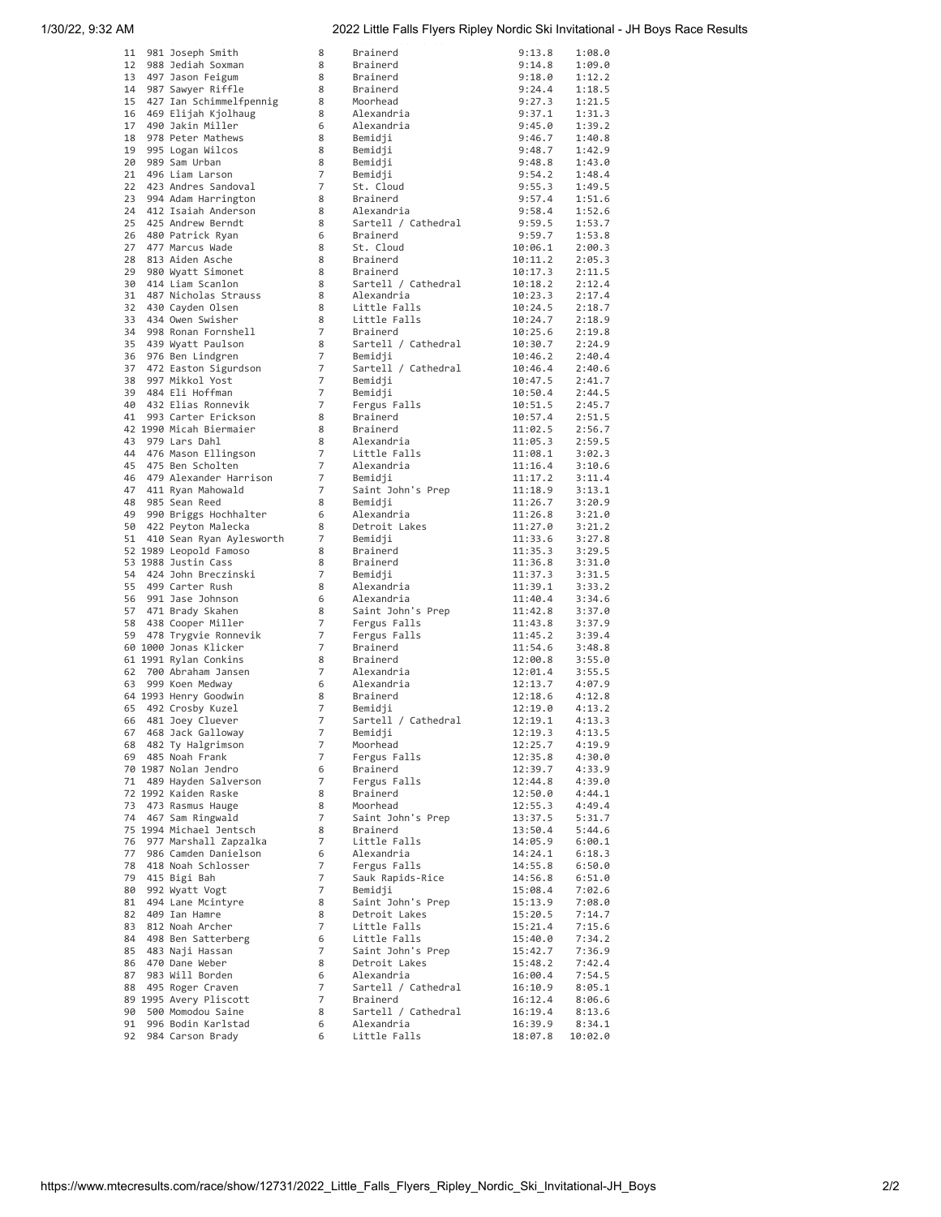| | | | | | | |
|---|---|---|---|---|---|---|
| 11 | 981 | Joseph Smith | 8 | Brainerd | 9:13.8 | 1:08.0 |
| 12 | 988 | Jediah Soxman | 8 | Brainerd | 9:14.8 | 1:09.0 |
| 13 | 497 | Jason Feigum | 8 | Brainerd | 9:18.0 | 1:12.2 |
| 14 | 987 | Sawyer Riffle | 8 | Brainerd | 9:24.4 | 1:18.5 |
| 15 | 427 | Ian Schimmelfpennig | 8 | Moorhead | 9:27.3 | 1:21.5 |
| 16 | 469 | Elijah Kjolhaug | 8 | Alexandria | 9:37.1 | 1:31.3 |
| 17 | 490 | Jakin Miller | 6 | Alexandria | 9:45.0 | 1:39.2 |
| 18 | 978 | Peter Mathews | 8 | Bemidji | 9:46.7 | 1:40.8 |
| 19 | 995 | Logan Wilcos | 8 | Bemidji | 9:48.7 | 1:42.9 |
| 20 | 989 | Sam Urban | 8 | Bemidji | 9:48.8 | 1:43.0 |
| 21 | 496 | Liam Larson | 7 | Bemidji | 9:54.2 | 1:48.4 |
| 22 | 423 | Andres Sandoval | 7 | St. Cloud | 9:55.3 | 1:49.5 |
| 23 | 994 | Adam Harrington | 8 | Brainerd | 9:57.4 | 1:51.6 |
| 24 | 412 | Isaiah Anderson | 8 | Alexandria | 9:58.4 | 1:52.6 |
| 25 | 425 | Andrew Berndt | 8 | Sartell / Cathedral | 9:59.5 | 1:53.7 |
| 26 | 480 | Patrick Ryan | 6 | Brainerd | 9:59.7 | 1:53.8 |
| 27 | 477 | Marcus Wade | 8 | St. Cloud | 10:06.1 | 2:00.3 |
| 28 | 813 | Aiden Asche | 8 | Brainerd | 10:11.2 | 2:05.3 |
| 29 | 980 | Wyatt Simonet | 8 | Brainerd | 10:17.3 | 2:11.5 |
| 30 | 414 | Liam Scanlon | 8 | Sartell / Cathedral | 10:18.2 | 2:12.4 |
| 31 | 487 | Nicholas Strauss | 8 | Alexandria | 10:23.3 | 2:17.4 |
| 32 | 430 | Cayden Olsen | 8 | Little Falls | 10:24.5 | 2:18.7 |
| 33 | 434 | Owen Swisher | 8 | Little Falls | 10:24.7 | 2:18.9 |
| 34 | 998 | Ronan Fornshell | 7 | Brainerd | 10:25.6 | 2:19.8 |
| 35 | 439 | Wyatt Paulson | 8 | Sartell / Cathedral | 10:30.7 | 2:24.9 |
| 36 | 976 | Ben Lindgren | 7 | Bemidji | 10:46.2 | 2:40.4 |
| 37 | 472 | Easton Sigurdson | 7 | Sartell / Cathedral | 10:46.4 | 2:40.6 |
| 38 | 997 | Mikkol Yost | 7 | Bemidji | 10:47.5 | 2:41.7 |
| 39 | 484 | Eli Hoffman | 7 | Bemidji | 10:50.4 | 2:44.5 |
| 40 | 432 | Elias Ronnevik | 7 | Fergus Falls | 10:51.5 | 2:45.7 |
| 41 | 993 | Carter Erickson | 8 | Brainerd | 10:57.4 | 2:51.5 |
| 42 | 1990 | Micah Biermaier | 8 | Brainerd | 11:02.5 | 2:56.7 |
| 43 | 979 | Lars Dahl | 8 | Alexandria | 11:05.3 | 2:59.5 |
| 44 | 476 | Mason Ellingson | 7 | Little Falls | 11:08.1 | 3:02.3 |
| 45 | 475 | Ben Scholten | 7 | Alexandria | 11:16.4 | 3:10.6 |
| 46 | 479 | Alexander Harrison | 7 | Bemidji | 11:17.2 | 3:11.4 |
| 47 | 411 | Ryan Mahowald | 7 | Saint John's Prep | 11:18.9 | 3:13.1 |
| 48 | 985 | Sean Reed | 8 | Bemidji | 11:26.7 | 3:20.9 |
| 49 | 990 | Briggs Hochhalter | 6 | Alexandria | 11:26.8 | 3:21.0 |
| 50 | 422 | Peyton Malecka | 8 | Detroit Lakes | 11:27.0 | 3:21.2 |
| 51 | 410 | Sean Ryan Aylesworth | 7 | Bemidji | 11:33.6 | 3:27.8 |
| 52 | 1989 | Leopold Famoso | 8 | Brainerd | 11:35.3 | 3:29.5 |
| 53 | 1988 | Justin Cass | 8 | Brainerd | 11:36.8 | 3:31.0 |
| 54 | 424 | John Breczinski | 7 | Bemidji | 11:37.3 | 3:31.5 |
| 55 | 499 | Carter Rush | 8 | Alexandria | 11:39.1 | 3:33.2 |
| 56 | 991 | Jase Johnson | 6 | Alexandria | 11:40.4 | 3:34.6 |
| 57 | 471 | Brady Skahen | 8 | Saint John's Prep | 11:42.8 | 3:37.0 |
| 58 | 438 | Cooper Miller | 7 | Fergus Falls | 11:43.8 | 3:37.9 |
| 59 | 478 | Trygvie Ronnevik | 7 | Fergus Falls | 11:45.2 | 3:39.4 |
| 60 | 1000 | Jonas Klicker | 7 | Brainerd | 11:54.6 | 3:48.8 |
| 61 | 1991 | Rylan Conkins | 8 | Brainerd | 12:00.8 | 3:55.0 |
| 62 | 700 | Abraham Jansen | 7 | Alexandria | 12:01.4 | 3:55.5 |
| 63 | 999 | Koen Medway | 6 | Alexandria | 12:13.7 | 4:07.9 |
| 64 | 1993 | Henry Goodwin | 8 | Brainerd | 12:18.6 | 4:12.8 |
| 65 | 492 | Crosby Kuzel | 7 | Bemidji | 12:19.0 | 4:13.2 |
| 66 | 481 | Joey Cluever | 7 | Sartell / Cathedral | 12:19.1 | 4:13.3 |
| 67 | 468 | Jack Galloway | 7 | Bemidji | 12:19.3 | 4:13.5 |
| 68 | 482 | Ty Halgrimson | 7 | Moorhead | 12:25.7 | 4:19.9 |
| 69 | 485 | Noah Frank | 7 | Fergus Falls | 12:35.8 | 4:30.0 |
| 70 | 1987 | Nolan Jendro | 6 | Brainerd | 12:39.7 | 4:33.9 |
| 71 | 489 | Hayden Salverson | 7 | Fergus Falls | 12:44.8 | 4:39.0 |
| 72 | 1992 | Kaiden Raske | 8 | Brainerd | 12:50.0 | 4:44.1 |
| 73 | 473 | Rasmus Hauge | 8 | Moorhead | 12:55.3 | 4:49.4 |
| 74 | 467 | Sam Ringwald | 7 | Saint John's Prep | 13:37.5 | 5:31.7 |
| 75 | 1994 | Michael Jentsch | 8 | Brainerd | 13:50.4 | 5:44.6 |
| 76 | 977 | Marshall Zapzalka | 7 | Little Falls | 14:05.9 | 6:00.1 |
| 77 | 986 | Camden Danielson | 6 | Alexandria | 14:24.1 | 6:18.3 |
| 78 | 418 | Noah Schlosser | 7 | Fergus Falls | 14:55.8 | 6:50.0 |
| 79 | 415 | Bigi Bah | 7 | Sauk Rapids-Rice | 14:56.8 | 6:51.0 |
| 80 | 992 | Wyatt Vogt | 7 | Bemidji | 15:08.4 | 7:02.6 |
| 81 | 494 | Lane Mcintyre | 8 | Saint John's Prep | 15:13.9 | 7:08.0 |
| 82 | 409 | Ian Hamre | 8 | Detroit Lakes | 15:20.5 | 7:14.7 |
| 83 | 812 | Noah Archer | 7 | Little Falls | 15:21.4 | 7:15.6 |
| 84 | 498 | Ben Satterberg | 6 | Little Falls | 15:40.0 | 7:34.2 |
| 85 | 483 | Naji Hassan | 7 | Saint John's Prep | 15:42.7 | 7:36.9 |
| 86 | 470 | Dane Weber | 8 | Detroit Lakes | 15:48.2 | 7:42.4 |
| 87 | 983 | Will Borden | 6 | Alexandria | 16:00.4 | 7:54.5 |
| 88 | 495 | Roger Craven | 7 | Sartell / Cathedral | 16:10.9 | 8:05.1 |
| 89 | 1995 | Avery Pliscott | 7 | Brainerd | 16:12.4 | 8:06.6 |
| 90 | 500 | Momodou Saine | 8 | Sartell / Cathedral | 16:19.4 | 8:13.6 |
| 91 | 996 | Bodin Karlstad | 6 | Alexandria | 16:39.9 | 8:34.1 |
| 92 | 984 | Carson Brady | 6 | Little Falls | 18:07.8 | 10:02.0 |